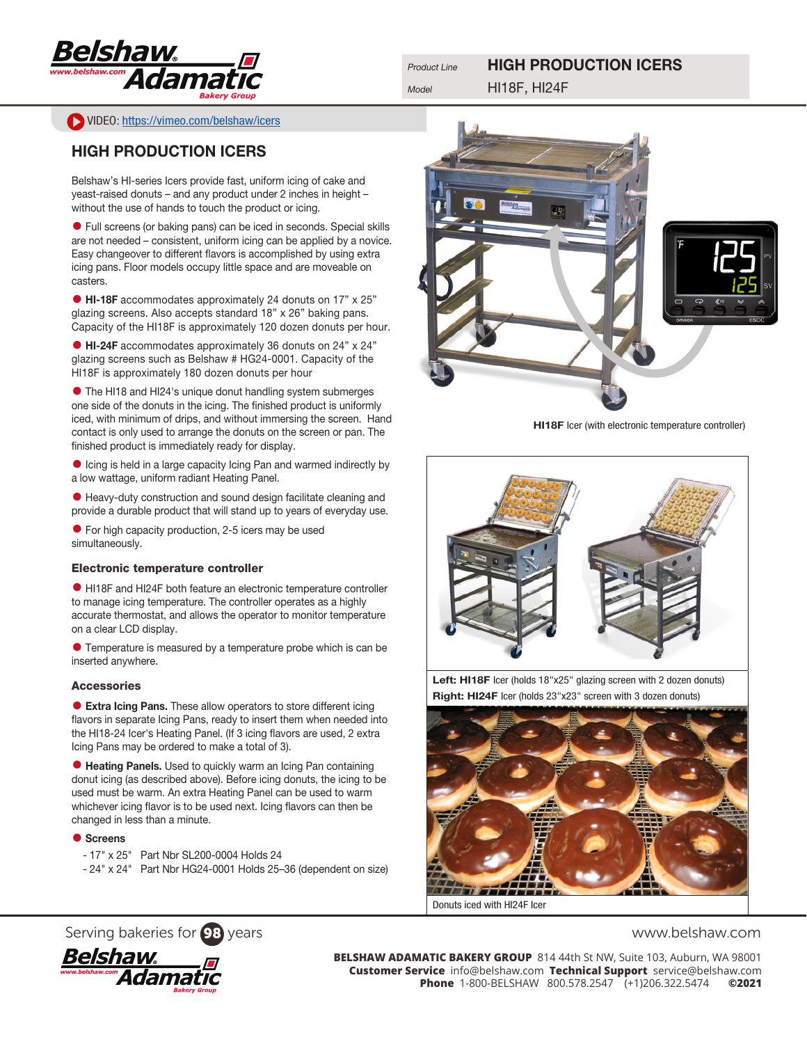Product Line **HIGH PRODUCTION ICERS**

Model HI18F, HI24F

VIDEO: https://vimeo.com/belshaw/icers

## HIGH PRODUCTION ICERS

Belshaw's HI-series Icers provide fast, uniform icing of cake and yeast-raised donuts – and any product under 2 inches in height – without the use of hands to touch the product or icing.

- Full screens (or baking pans) can be iced in seconds. Special skills are not needed – consistent, uniform icing can be applied by a novice. Easy changeover to different flavors is accomplished by using extra icing pans. Floor models occupy little space and are moveable on casters.
- **HI-18F** accommodates approximately 24 donuts on 17" x 25" glazing screens. Also accepts standard 18" x 26" baking pans. Capacity of the HI18F is approximately 120 dozen donuts per hour.
- **HI-24F** accommodates approximately 36 donuts on 24" x 24" glazing screens such as Belshaw # HG24-0001. Capacity of the HI18F is approximately 180 dozen donuts per hour
- The HI18 and HI24's unique donut handling system submerges one side of the donuts in the icing. The finished product is uniformly iced, with minimum of drips, and without immersing the screen. Hand contact is only used to arrange the donuts on the screen or pan. The finished product is immediately ready for display.
- Icing is held in a large capacity Icing Pan and warmed indirectly by a low wattage, uniform radiant Heating Panel.
- Heavy-duty construction and sound design facilitate cleaning and provide a durable product that will stand up to years of everyday use.
- For high capacity production, 2-5 icers may be used simultaneously.

### Electronic temperature controller

- HI18F and HI24F both feature an electronic temperature controller to manage icing temperature. The controller operates as a highly accurate thermostat, and allows the operator to monitor temperature on a clear LCD display.
- Temperature is measured by a temperature probe which is can be inserted anywhere.

### Accessories

- **Extra Icing Pans.** These allow operators to store different icing flavors in separate Icing Pans, ready to insert them when needed into the HI18-24 Icer's Heating Panel. (If 3 icing flavors are used, 2 extra Icing Pans may be ordered to make a total of 3).
- **Heating Panels.** Used to quickly warm an Icing Pan containing donut icing (as described above). Before icing donuts, the icing to be used must be warm. An extra Heating Panel can be used to warm whichever icing flavor is to be used next. Icing flavors can then be changed in less than a minute.
- **Screens**
  - 17" x 25" Part Nbr SL200-0004 Holds 24
  - 24" x 24" Part Nbr HG24-0001 Holds 25–36 (dependent on size)

**HI18F** Icer (with electronic temperature controller)

**Left: HI18F** Icer (holds 18"x25" glazing screen with 2 dozen donuts)
**Right: HI24F** Icer (holds 23"x23" screen with 3 dozen donuts)

Donuts iced with HI24F Icer

Serving bakeries for 98 years

www.belshaw.com

**BELSHAW ADAMATIC BAKERY GROUP** 814 44th St NW, Suite 103, Auburn, WA 98001
**Customer Service** info@belshaw.com **Technical Support** service@belshaw.com
**Phone** 1-800-BELSHAW 800.578.2547 (+1)206.322.5474 **©2021**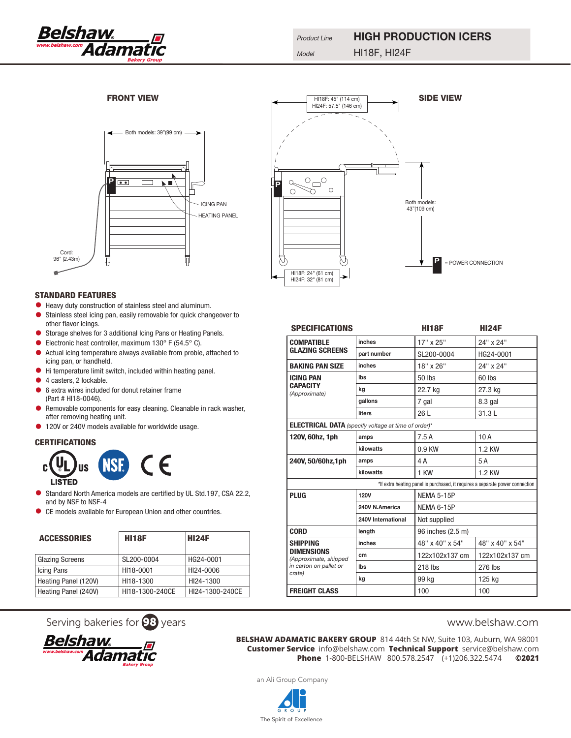Product Line **HIGH PRODUCTION ICERS**

Model HI18F, HI24F

## FRONT VIEW

Both models: 39"(99 cm)

ICING PAN

HEATING PANEL

Cord: 96" (2.43m)

## SIDE VIEW

HI18F: 45" (114 cm)
HI24F: 57.5" (146 cm)

Both models: 43"(109 cm)

P = POWER CONNECTION

HI18F: 24" (61 cm)
HI24F: 32" (81 cm)

## STANDARD FEATURES

- Heavy duty construction of stainless steel and aluminum.
- Stainless steel icing pan, easily removable for quick changeover to other flavor icings.
- Storage shelves for 3 additional Icing Pans or Heating Panels.
- Electronic heat controller, maximum 130° F (54.5° C).
- Actual icing temperature always available from proble, attached to icing pan, or handheld.
- Hi temperature limit switch, included within heating panel.
- 4 casters, 2 lockable.
- 6 extra wires included for donut retainer frame (Part # HI18-0046).
- Removable components for easy cleaning. Cleanable in rack washer, after removing heating unit.
- 120V or 240V models available for worldwide usage.

## CERTIFICATIONS

c UL us LISTED · NSF · CE

- Standard North America models are certified by UL Std.197, CSA 22.2, and by NSF to NSF-4
- CE models available for European Union and other countries.

| ACCESSORIES | HI18F | HI24F |
|---|---|---|
| Glazing Screens | SL200-0004 | HG24-0001 |
| Icing Pans | HI18-0001 | HI24-0006 |
| Heating Panel (120V) | HI18-1300 | HI24-1300 |
| Heating Panel (240V) | HI18-1300-240CE | HI24-1300-240CE |

| SPECIFICATIONS | | HI18F | HI24F |
|---|---|---|---|
| **COMPATIBLE GLAZING SCREENS** | inches | 17" x 25" | 24" x 24" |
| | part number | SL200-0004 | HG24-0001 |
| **BAKING PAN SIZE** | inches | 18" x 26" | 24" x 24" |
| **ICING PAN CAPACITY** *(Approximate)* | lbs | 50 lbs | 60 lbs |
| | kg | 22.7 kg | 27.3 kg |
| | gallons | 7 gal | 8.3 gal |
| | liters | 26 L | 31.3 L |
| **ELECTRICAL DATA** *(specify voltage at time of order)** | | | |
| **120V, 60hz, 1ph** | amps | 7.5 A | 10 A |
| | kilowatts | 0.9 KW | 1.2 KW |
| **240V, 50/60hz,1ph** | amps | 4 A | 5 A |
| | kilowatts | 1 KW | 1.2 KW |
| *If extra heating panel is purchased, it requires a separate power connection | | | |
| **PLUG** | 120V | NEMA 5-15P | |
| | 240V N.America | NEMA 6-15P | |
| | 240V International | Not supplied | |
| **CORD** | length | 96 inches (2.5 m) | |
| **SHIPPING DIMENSIONS** *(Approximate, shipped in carton on pallet or crate)* | inches | 48" x 40" x 54" | 48" x 40" x 54" |
| | cm | 122x102x137 cm | 122x102x137 cm |
| | lbs | 218 lbs | 276 lbs |
| | kg | 99 kg | 125 kg |
| **FREIGHT CLASS** | | 100 | 100 |

Serving bakeries for 98 years

www.belshaw.com

**BELSHAW ADAMATIC BAKERY GROUP** 814 44th St NW, Suite 103, Auburn, WA 98001
**Customer Service** info@belshaw.com **Technical Support** service@belshaw.com
**Phone** 1-800-BELSHAW 800.578.2547 (+1)206.322.5474 **©2021**

an Ali Group Company

The Spirit of Excellence